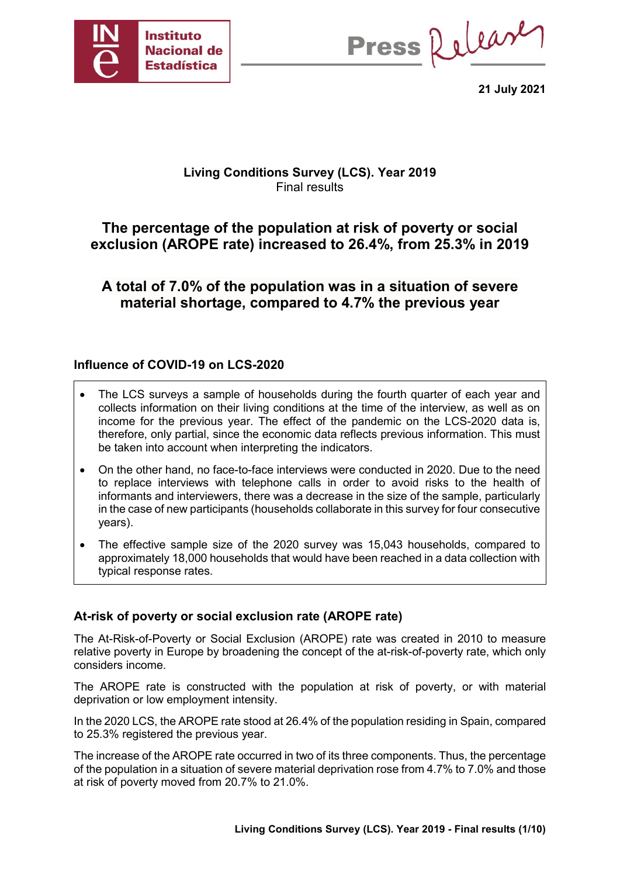Instituto Nacional de Estadística

Press Release

**21 July 2021**

**Living Conditions Survey (LCS). Year 2019**
Final results

## The percentage of the population at risk of poverty or social exclusion (AROPE rate) increased to 26.4%, from 25.3% in 2019

## A total of 7.0% of the population was in a situation of severe material shortage, compared to 4.7% the previous year

### Influence of COVID-19 on LCS-2020

- The LCS surveys a sample of households during the fourth quarter of each year and collects information on their living conditions at the time of the interview, as well as on income for the previous year. The effect of the pandemic on the LCS-2020 data is, therefore, only partial, since the economic data reflects previous information. This must be taken into account when interpreting the indicators.
- On the other hand, no face-to-face interviews were conducted in 2020. Due to the need to replace interviews with telephone calls in order to avoid risks to the health of informants and interviewers, there was a decrease in the size of the sample, particularly in the case of new participants (households collaborate in this survey for four consecutive years).
- The effective sample size of the 2020 survey was 15,043 households, compared to approximately 18,000 households that would have been reached in a data collection with typical response rates.

### At-risk of poverty or social exclusion rate (AROPE rate)

The At-Risk-of-Poverty or Social Exclusion (AROPE) rate was created in 2010 to measure relative poverty in Europe by broadening the concept of the at-risk-of-poverty rate, which only considers income.

The AROPE rate is constructed with the population at risk of poverty, or with material deprivation or low employment intensity.

In the 2020 LCS, the AROPE rate stood at 26.4% of the population residing in Spain, compared to 25.3% registered the previous year.

The increase of the AROPE rate occurred in two of its three components. Thus, the percentage of the population in a situation of severe material deprivation rose from 4.7% to 7.0% and those at risk of poverty moved from 20.7% to 21.0%.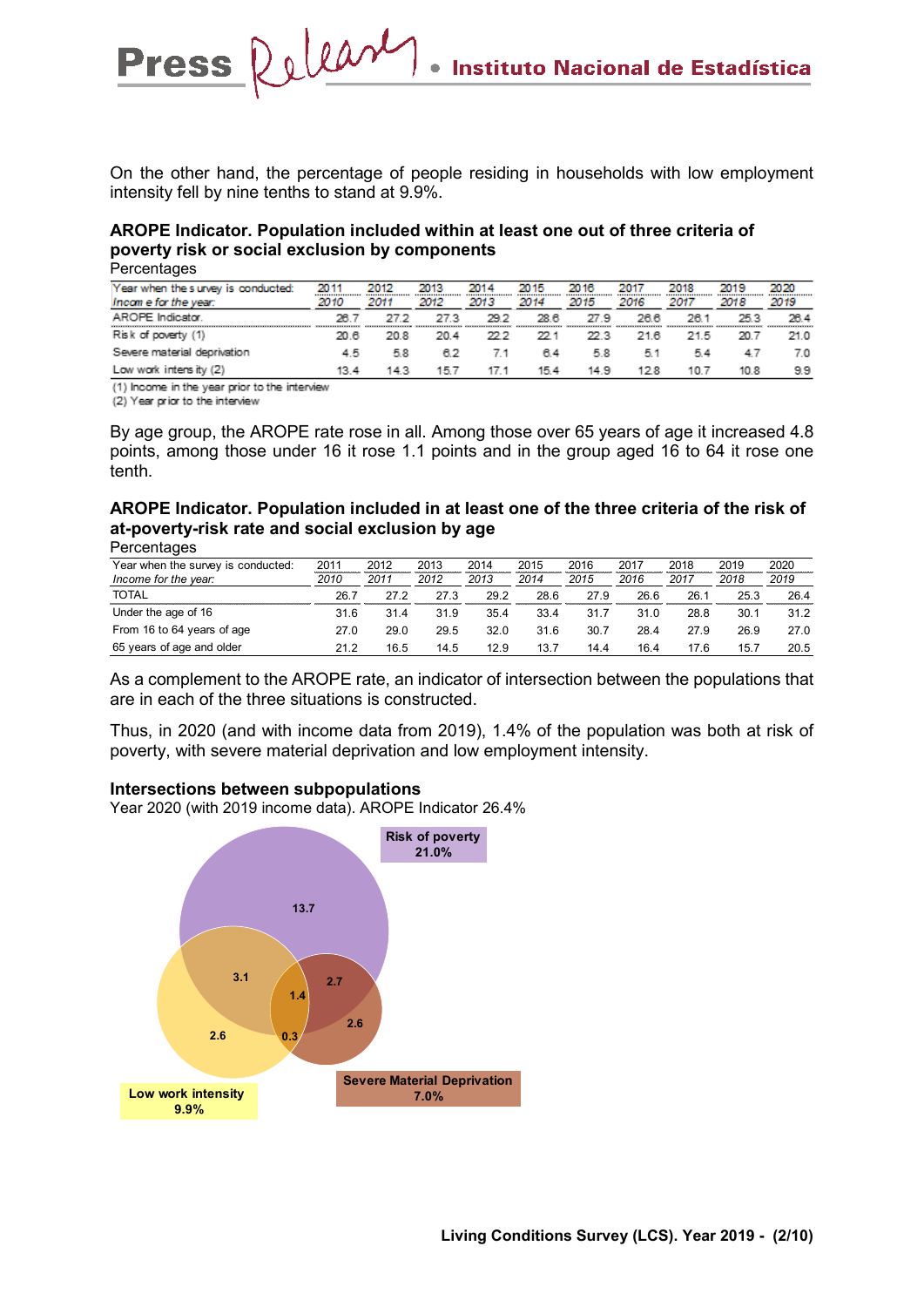On the other hand, the percentage of people residing in households with low employment intensity fell by nine tenths to stand at 9.9%.

**AROPE Indicator. Population included within at least one out of three criteria of poverty risk or social exclusion by components**

Percentages

| Year when the survey is conducted: | 2011 | 2012 | 2013 | 2014 | 2015 | 2016 | 2017 | 2018 | 2019 | 2020 |
|---|---|---|---|---|---|---|---|---|---|---|
| *Income for the year:* | *2010* | *2011* | *2012* | *2013* | *2014* | *2015* | *2016* | *2017* | *2018* | *2019* |
| AROPE Indicator. | 26.7 | 27.2 | 27.3 | 29.2 | 28.6 | 27.9 | 26.6 | 26.1 | 25.3 | 26.4 |
| Risk of poverty (1) | 20.6 | 20.8 | 20.4 | 22.2 | 22.1 | 22.3 | 21.6 | 21.5 | 20.7 | 21.0 |
| Severe material deprivation | 4.5 | 5.8 | 6.2 | 7.1 | 6.4 | 5.8 | 5.1 | 5.4 | 4.7 | 7.0 |
| Low work intensity (2) | 13.4 | 14.3 | 15.7 | 17.1 | 15.4 | 14.9 | 12.8 | 10.7 | 10.8 | 9.9 |

(1) Income in the year prior to the interview
(2) Year prior to the interview

By age group, the AROPE rate rose in all. Among those over 65 years of age it increased 4.8 points, among those under 16 it rose 1.1 points and in the group aged 16 to 64 it rose one tenth.

**AROPE Indicator. Population included in at least one of the three criteria of the risk of at-poverty-risk rate and social exclusion by age**

Percentages

| Year when the survey is conducted: | 2011 | 2012 | 2013 | 2014 | 2015 | 2016 | 2017 | 2018 | 2019 | 2020 |
|---|---|---|---|---|---|---|---|---|---|---|
| *Income for the year:* | *2010* | *2011* | *2012* | *2013* | *2014* | *2015* | *2016* | *2017* | *2018* | *2019* |
| TOTAL | 26.7 | 27.2 | 27.3 | 29.2 | 28.6 | 27.9 | 26.6 | 26.1 | 25.3 | 26.4 |
| Under the age of 16 | 31.6 | 31.4 | 31.9 | 35.4 | 33.4 | 31.7 | 31.0 | 28.8 | 30.1 | 31.2 |
| From 16 to 64 years of age | 27.0 | 29.0 | 29.5 | 32.0 | 31.6 | 30.7 | 28.4 | 27.9 | 26.9 | 27.0 |
| 65 years of age and older | 21.2 | 16.5 | 14.5 | 12.9 | 13.7 | 14.4 | 16.4 | 17.6 | 15.7 | 20.5 |

As a complement to the AROPE rate, an indicator of intersection between the populations that are in each of the three situations is constructed.

Thus, in 2020 (and with income data from 2019), 1.4% of the population was both at risk of poverty, with severe material deprivation and low employment intensity.

**Intersections between subpopulations**

Year 2020 (with 2019 income data). AROPE Indicator 26.4%

Risk of poverty 21.0%

13.7

3.1

2.7

1.4

2.6

0.3

2.6

Low work intensity 9.9%

Severe Material Deprivation 7.0%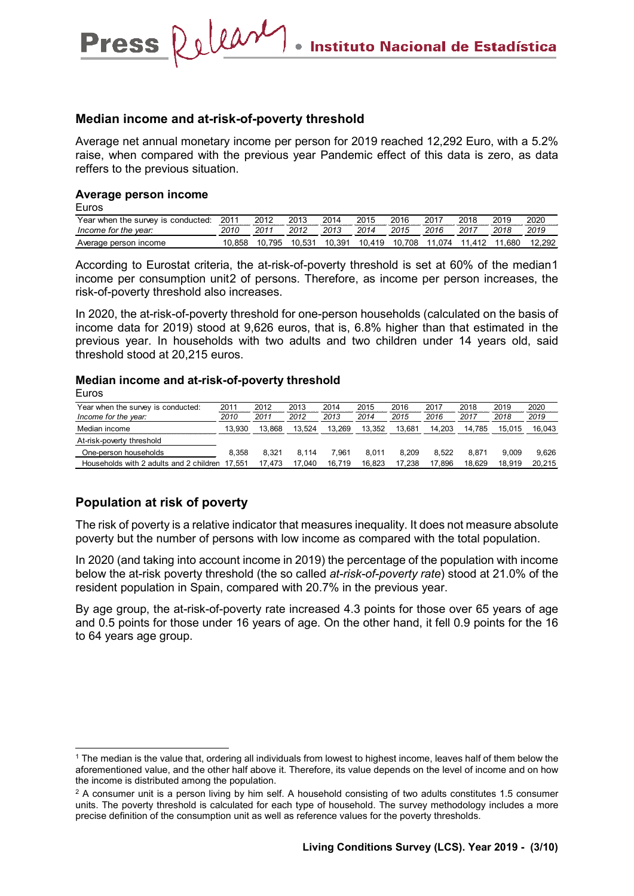## Median income and at-risk-of-poverty threshold

Average net annual monetary income per person for 2019 reached 12,292 Euro, with a 5.2% raise, when compared with the previous year Pandemic effect of this data is zero, as data reffers to the previous situation.

### Average person income

Euros

| Year when the survey is conducted: | 2011 | 2012 | 2013 | 2014 | 2015 | 2016 | 2017 | 2018 | 2019 | 2020 |
|---|---|---|---|---|---|---|---|---|---|---|
| *Income for the year:* | *2010* | *2011* | *2012* | *2013* | *2014* | *2015* | *2016* | *2017* | *2018* | *2019* |
| Average person income | 10,858 | 10,795 | 10,531 | 10,391 | 10,419 | 10,708 | 11,074 | 11,412 | 11,680 | 12,292 |

According to Eurostat criteria, the at-risk-of-poverty threshold is set at 60% of the median[1] income per consumption unit[2] of persons. Therefore, as income per person increases, the risk-of-poverty threshold also increases.

In 2020, the at-risk-of-poverty threshold for one-person households (calculated on the basis of income data for 2019) stood at 9,626 euros, that is, 6.8% higher than that estimated in the previous year. In households with two adults and two children under 14 years old, said threshold stood at 20,215 euros.

### Median income and at-risk-of-poverty threshold

Euros

| Year when the survey is conducted: | 2011 | 2012 | 2013 | 2014 | 2015 | 2016 | 2017 | 2018 | 2019 | 2020 |
|---|---|---|---|---|---|---|---|---|---|---|
| *Income for the year:* | *2010* | *2011* | *2012* | *2013* | *2014* | *2015* | *2016* | *2017* | *2018* | *2019* |
| Median income | 13,930 | 13,868 | 13,524 | 13,269 | 13,352 | 13,681 | 14,203 | 14,785 | 15,015 | 16,043 |
| At-risk-poverty threshold | | | | | | | | | | |
| One-person households | 8,358 | 8,321 | 8,114 | 7,961 | 8,011 | 8,209 | 8,522 | 8,871 | 9,009 | 9,626 |
| Households with 2 adults and 2 children | 17,551 | 17,473 | 17,040 | 16,719 | 16,823 | 17,238 | 17,896 | 18,629 | 18,919 | 20,215 |

## Population at risk of poverty

The risk of poverty is a relative indicator that measures inequality. It does not measure absolute poverty but the number of persons with low income as compared with the total population.

In 2020 (and taking into account income in 2019) the percentage of the population with income below the at-risk poverty threshold (the so called *at-risk-of-poverty rate*) stood at 21.0% of the resident population in Spain, compared with 20.7% in the previous year.

By age group, the at-risk-of-poverty rate increased 4.3 points for those over 65 years of age and 0.5 points for those under 16 years of age. On the other hand, it fell 0.9 points for the 16 to 64 years age group.

---

[1] The median is the value that, ordering all individuals from lowest to highest income, leaves half of them below the aforementioned value, and the other half above it. Therefore, its value depends on the level of income and on how the income is distributed among the population.

[2] A consumer unit is a person living by him self. A household consisting of two adults constitutes 1.5 consumer units. The poverty threshold is calculated for each type of household. The survey methodology includes a more precise definition of the consumption unit as well as reference values for the poverty thresholds.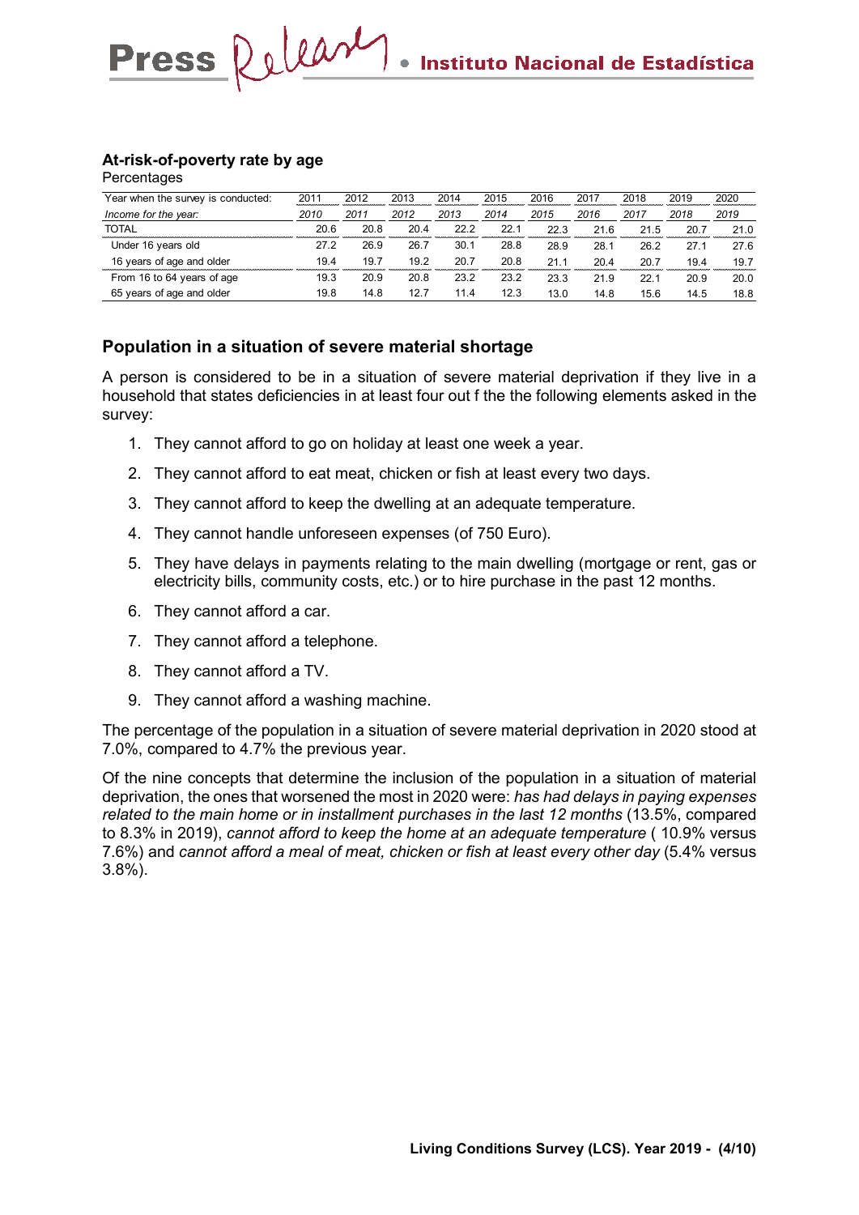**At-risk-of-poverty rate by age**
Percentages

| Year when the survey is conducted: | 2011 | 2012 | 2013 | 2014 | 2015 | 2016 | 2017 | 2018 | 2019 | 2020 |
|---|---|---|---|---|---|---|---|---|---|---|
| *Income for the year:* | *2010* | *2011* | *2012* | *2013* | *2014* | *2015* | *2016* | *2017* | *2018* | *2019* |
| TOTAL | 20.6 | 20.8 | 20.4 | 22.2 | 22.1 | 22.3 | 21.6 | 21.5 | 20.7 | 21.0 |
| Under 16 years old | 27.2 | 26.9 | 26.7 | 30.1 | 28.8 | 28.9 | 28.1 | 26.2 | 27.1 | 27.6 |
| 16 years of age and older | 19.4 | 19.7 | 19.2 | 20.7 | 20.8 | 21.1 | 20.4 | 20.7 | 19.4 | 19.7 |
| From 16 to 64 years of age | 19.3 | 20.9 | 20.8 | 23.2 | 23.2 | 23.3 | 21.9 | 22.1 | 20.9 | 20.0 |
| 65 years of age and older | 19.8 | 14.8 | 12.7 | 11.4 | 12.3 | 13.0 | 14.8 | 15.6 | 14.5 | 18.8 |

## Population in a situation of severe material shortage

A person is considered to be in a situation of severe material deprivation if they live in a household that states deficiencies in at least four out f the the following elements asked in the survey:

1. They cannot afford to go on holiday at least one week a year.
2. They cannot afford to eat meat, chicken or fish at least every two days.
3. They cannot afford to keep the dwelling at an adequate temperature.
4. They cannot handle unforeseen expenses (of 750 Euro).
5. They have delays in payments relating to the main dwelling (mortgage or rent, gas or electricity bills, community costs, etc.) or to hire purchase in the past 12 months.
6. They cannot afford a car.
7. They cannot afford a telephone.
8. They cannot afford a TV.
9. They cannot afford a washing machine.

The percentage of the population in a situation of severe material deprivation in 2020 stood at 7.0%, compared to 4.7% the previous year.

Of the nine concepts that determine the inclusion of the population in a situation of material deprivation, the ones that worsened the most in 2020 were: *has had delays in paying expenses related to the main home or in installment purchases in the last 12 months* (13.5%, compared to 8.3% in 2019), *cannot afford to keep the home at an adequate temperature* ( 10.9% versus 7.6%) and *cannot afford a meal of meat, chicken or fish at least every other day* (5.4% versus 3.8%).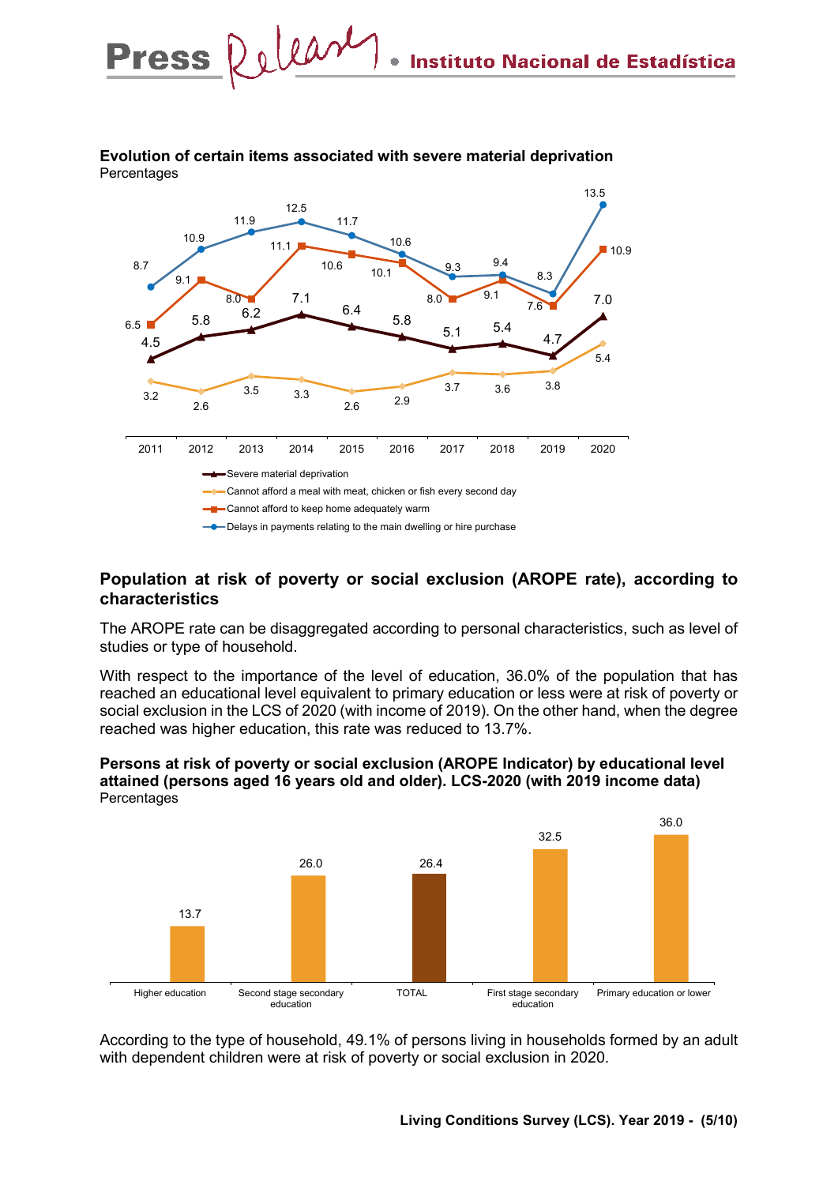**Evolution of certain items associated with severe material deprivation**
Percentages

| | 2011 | 2012 | 2013 | 2014 | 2015 | 2016 | 2017 | 2018 | 2019 | 2020 |
|---|---|---|---|---|---|---|---|---|---|---|
| Severe material deprivation | 4.5 | 5.8 | 6.2 | 7.1 | 6.4 | 5.8 | 5.1 | 5.4 | 4.7 | 7.0 |
| Cannot afford a meal with meat, chicken or fish every second day | 3.2 | 2.6 | 3.5 | 3.3 | 2.6 | 2.9 | 3.7 | 3.6 | 3.8 | 5.4 |
| Cannot afford to keep home adequately warm | 6.5 | 9.1 | 8.0 | 11.1 | 10.6 | 10.1 | 8.0 | 9.1 | 7.6 | 10.9 |
| Delays in payments relating to the main dwelling or hire purchase | 8.7 | 10.9 | 11.9 | 12.5 | 11.7 | 10.6 | 9.3 | 9.4 | 8.3 | 13.5 |

## Population at risk of poverty or social exclusion (AROPE rate), according to characteristics

The AROPE rate can be disaggregated according to personal characteristics, such as level of studies or type of household.

With respect to the importance of the level of education, 36.0% of the population that has reached an educational level equivalent to primary education or less were at risk of poverty or social exclusion in the LCS of 2020 (with income of 2019). On the other hand, when the degree reached was higher education, this rate was reduced to 13.7%.

**Persons at risk of poverty or social exclusion (AROPE Indicator) by educational level attained (persons aged 16 years old and older). LCS-2020 (with 2019 income data)**
Percentages

| Educational level | % |
|---|---|
| Higher education | 13.7 |
| Second stage secondary education | 26.0 |
| TOTAL | 26.4 |
| First stage secondary education | 32.5 |
| Primary education or lower | 36.0 |

According to the type of household, 49.1% of persons living in households formed by an adult with dependent children were at risk of poverty or social exclusion in 2020.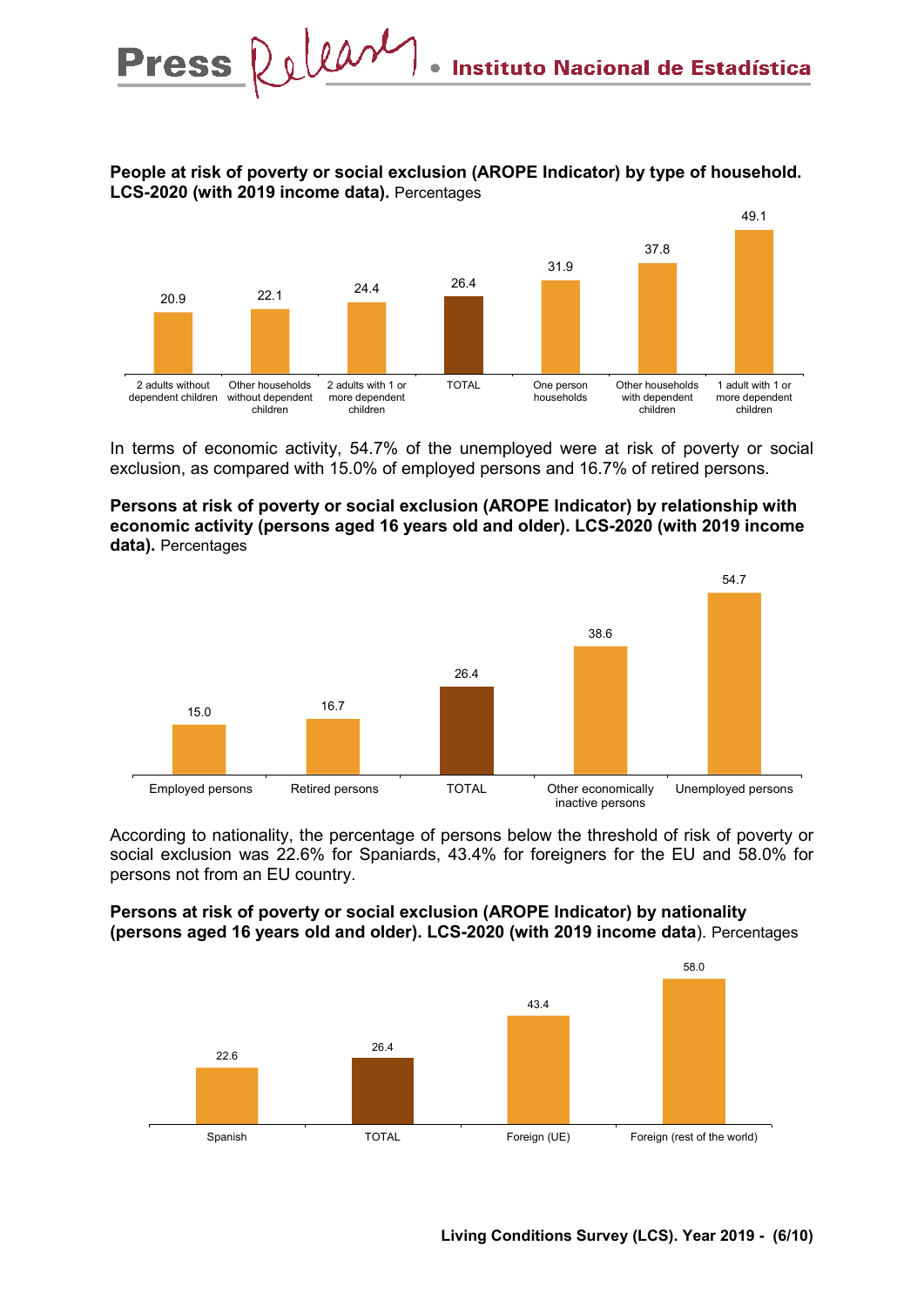**People at risk of poverty or social exclusion (AROPE Indicator) by type of household. LCS-2020 (with 2019 income data).** Percentages

| Type of household | % |
|---|---|
| 2 adults without dependent children | 20.9 |
| Other households without dependent children | 22.1 |
| 2 adults with 1 or more dependent children | 24.4 |
| TOTAL | 26.4 |
| One person households | 31.9 |
| Other households with dependent children | 37.8 |
| 1 adult with 1 or more dependent children | 49.1 |

In terms of economic activity, 54.7% of the unemployed were at risk of poverty or social exclusion, as compared with 15.0% of employed persons and 16.7% of retired persons.

**Persons at risk of poverty or social exclusion (AROPE Indicator) by relationship with economic activity (persons aged 16 years old and older). LCS-2020 (with 2019 income data).** Percentages

| Relationship with economic activity | % |
|---|---|
| Employed persons | 15.0 |
| Retired persons | 16.7 |
| TOTAL | 26.4 |
| Other economically inactive persons | 38.6 |
| Unemployed persons | 54.7 |

According to nationality, the percentage of persons below the threshold of risk of poverty or social exclusion was 22.6% for Spaniards, 43.4% for foreigners for the EU and 58.0% for persons not from an EU country.

**Persons at risk of poverty or social exclusion (AROPE Indicator) by nationality (persons aged 16 years old and older). LCS-2020 (with 2019 income data**). Percentages

| Nationality | % |
|---|---|
| Spanish | 22.6 |
| TOTAL | 26.4 |
| Foreign (UE) | 43.4 |
| Foreign (rest of the world) | 58.0 |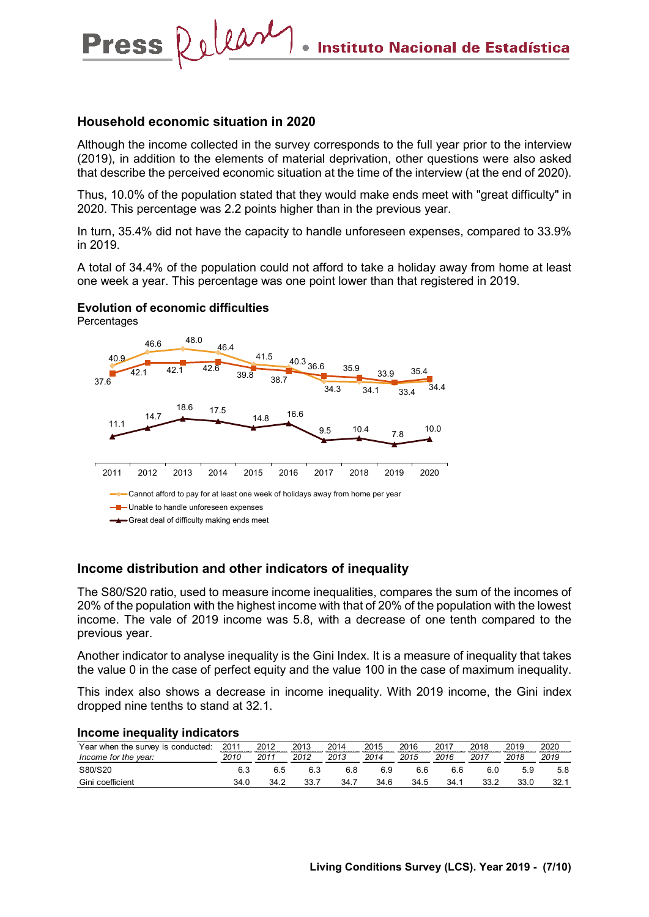## Household economic situation in 2020

Although the income collected in the survey corresponds to the full year prior to the interview (2019), in addition to the elements of material deprivation, other questions were also asked that describe the perceived economic situation at the time of the interview (at the end of 2020).

Thus, 10.0% of the population stated that they would make ends meet with "great difficulty" in 2020. This percentage was 2.2 points higher than in the previous year.

In turn, 35.4% did not have the capacity to handle unforeseen expenses, compared to 33.9% in 2019.

A total of 34.4% of the population could not afford to take a holiday away from home at least one week a year. This percentage was one point lower than that registered in 2019.

**Evolution of economic difficulties**

Percentages

| | 2011 | 2012 | 2013 | 2014 | 2015 | 2016 | 2017 | 2018 | 2019 | 2020 |
|---|---|---|---|---|---|---|---|---|---|---|
| Cannot afford to pay for at least one week of holidays away from home per year | 40.9 | 46.6 | 48.0 | 46.4 | 41.5 | 40.3 | 34.3 | 34.1 | 33.4 | 34.4 |
| Unable to handle unforeseen expenses | 37.6 | 42.1 | 42.1 | 42.6 | 39.8 | 38.7 | 36.6 | 35.9 | 33.9 | 35.4 |
| Great deal of difficulty making ends meet | 11.1 | 14.7 | 18.6 | 17.5 | 14.8 | 16.6 | 9.5 | 10.4 | 7.8 | 10.0 |

## Income distribution and other indicators of inequality

The S80/S20 ratio, used to measure income inequalities, compares the sum of the incomes of 20% of the population with the highest income with that of 20% of the population with the lowest income. The vale of 2019 income was 5.8, with a decrease of one tenth compared to the previous year.

Another indicator to analyse inequality is the Gini Index. It is a measure of inequality that takes the value 0 in the case of perfect equity and the value 100 in the case of maximum inequality.

This index also shows a decrease in income inequality. With 2019 income, the Gini index dropped nine tenths to stand at 32.1.

**Income inequality indicators**

| Year when the survey is conducted: | 2011 | 2012 | 2013 | 2014 | 2015 | 2016 | 2017 | 2018 | 2019 | 2020 |
|---|---|---|---|---|---|---|---|---|---|---|
| *Income for the year:* | *2010* | *2011* | *2012* | *2013* | *2014* | *2015* | *2016* | *2017* | *2018* | *2019* |
| S80/S20 | 6.3 | 6.5 | 6.3 | 6.8 | 6.9 | 6.6 | 6.6 | 6.0 | 5.9 | 5.8 |
| Gini coefficient | 34.0 | 34.2 | 33.7 | 34.7 | 34.6 | 34.5 | 34.1 | 33.2 | 33.0 | 32.1 |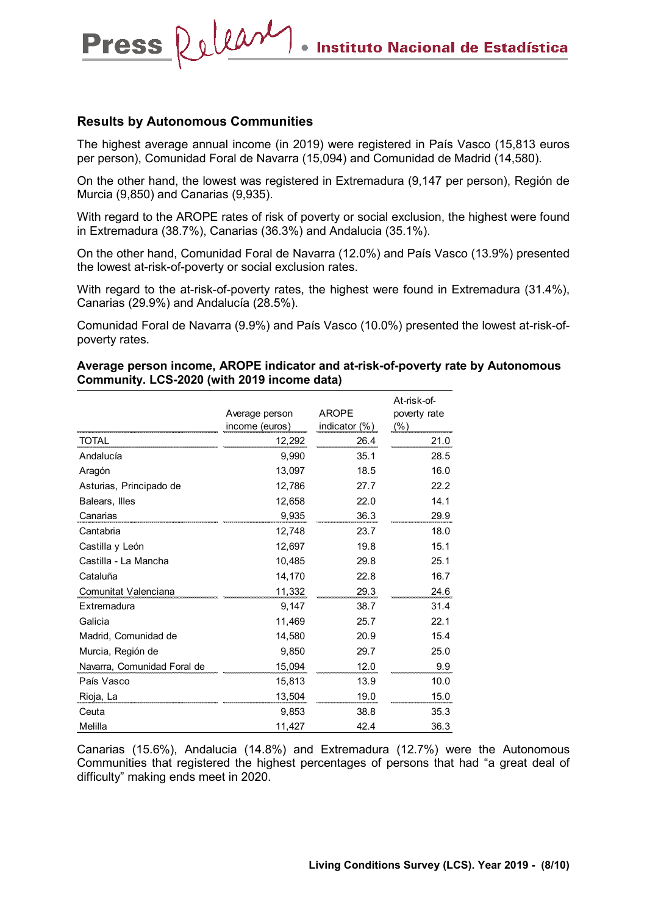## Results by Autonomous Communities

The highest average annual income (in 2019) were registered in País Vasco (15,813 euros per person), Comunidad Foral de Navarra (15,094) and Comunidad de Madrid (14,580).

On the other hand, the lowest was registered in Extremadura (9,147 per person), Región de Murcia (9,850) and Canarias (9,935).

With regard to the AROPE rates of risk of poverty or social exclusion, the highest were found in Extremadura (38.7%), Canarias (36.3%) and Andalucia (35.1%).

On the other hand, Comunidad Foral de Navarra (12.0%) and País Vasco (13.9%) presented the lowest at-risk-of-poverty or social exclusion rates.

With regard to the at-risk-of-poverty rates, the highest were found in Extremadura (31.4%), Canarias (29.9%) and Andalucía (28.5%).

Comunidad Foral de Navarra (9.9%) and País Vasco (10.0%) presented the lowest at-risk-of-poverty rates.

**Average person income, AROPE indicator and at-risk-of-poverty rate by Autonomous Community. LCS-2020 (with 2019 income data)**

| | Average person income (euros) | AROPE indicator (%) | At-risk-of-poverty rate (%) |
|---|---|---|---|
| TOTAL | 12,292 | 26.4 | 21.0 |
| Andalucía | 9,990 | 35.1 | 28.5 |
| Aragón | 13,097 | 18.5 | 16.0 |
| Asturias, Principado de | 12,786 | 27.7 | 22.2 |
| Balears, Illes | 12,658 | 22.0 | 14.1 |
| Canarias | 9,935 | 36.3 | 29.9 |
| Cantabria | 12,748 | 23.7 | 18.0 |
| Castilla y León | 12,697 | 19.8 | 15.1 |
| Castilla - La Mancha | 10,485 | 29.8 | 25.1 |
| Cataluña | 14,170 | 22.8 | 16.7 |
| Comunitat Valenciana | 11,332 | 29.3 | 24.6 |
| Extremadura | 9,147 | 38.7 | 31.4 |
| Galicia | 11,469 | 25.7 | 22.1 |
| Madrid, Comunidad de | 14,580 | 20.9 | 15.4 |
| Murcia, Región de | 9,850 | 29.7 | 25.0 |
| Navarra, Comunidad Foral de | 15,094 | 12.0 | 9.9 |
| País Vasco | 15,813 | 13.9 | 10.0 |
| Rioja, La | 13,504 | 19.0 | 15.0 |
| Ceuta | 9,853 | 38.8 | 35.3 |
| Melilla | 11,427 | 42.4 | 36.3 |

Canarias (15.6%), Andalucia (14.8%) and Extremadura (12.7%) were the Autonomous Communities that registered the highest percentages of persons that had "a great deal of difficulty" making ends meet in 2020.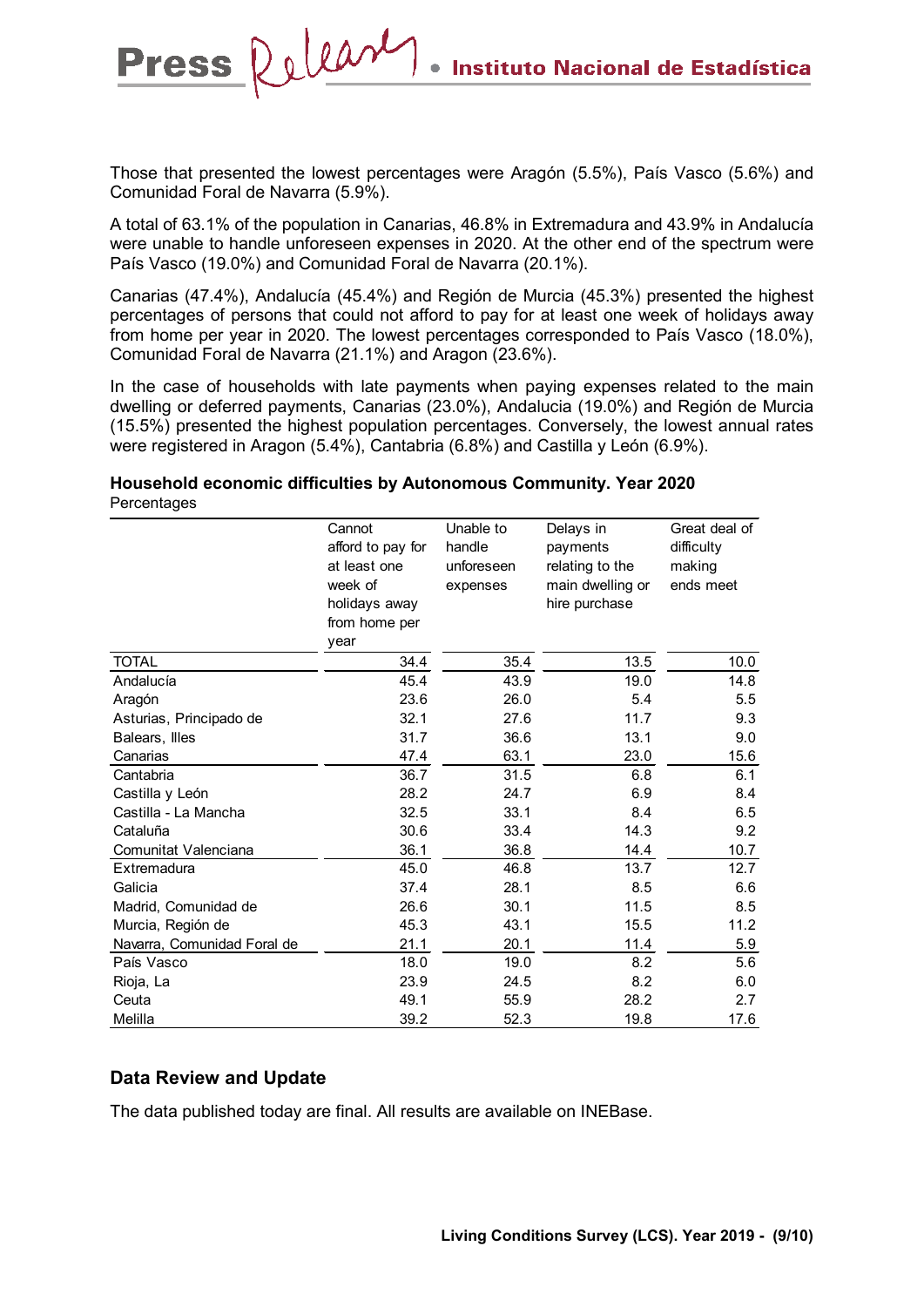Those that presented the lowest percentages were Aragón (5.5%), País Vasco (5.6%) and Comunidad Foral de Navarra (5.9%).

A total of 63.1% of the population in Canarias, 46.8% in Extremadura and 43.9% in Andalucía were unable to handle unforeseen expenses in 2020. At the other end of the spectrum were País Vasco (19.0%) and Comunidad Foral de Navarra (20.1%).

Canarias (47.4%), Andalucía (45.4%) and Región de Murcia (45.3%) presented the highest percentages of persons that could not afford to pay for at least one week of holidays away from home per year in 2020. The lowest percentages corresponded to País Vasco (18.0%), Comunidad Foral de Navarra (21.1%) and Aragon (23.6%).

In the case of households with late payments when paying expenses related to the main dwelling or deferred payments, Canarias (23.0%), Andalucia (19.0%) and Región de Murcia (15.5%) presented the highest population percentages. Conversely, the lowest annual rates were registered in Aragon (5.4%), Cantabria (6.8%) and Castilla y León (6.9%).

**Household economic difficulties by Autonomous Community. Year 2020**
Percentages

| | Cannot afford to pay for at least one week of holidays away from home per year | Unable to handle unforeseen expenses | Delays in payments relating to the main dwelling or hire purchase | Great deal of difficulty making ends meet |
|---|---|---|---|---|
| TOTAL | 34.4 | 35.4 | 13.5 | 10.0 |
| Andalucía | 45.4 | 43.9 | 19.0 | 14.8 |
| Aragón | 23.6 | 26.0 | 5.4 | 5.5 |
| Asturias, Principado de | 32.1 | 27.6 | 11.7 | 9.3 |
| Balears, Illes | 31.7 | 36.6 | 13.1 | 9.0 |
| Canarias | 47.4 | 63.1 | 23.0 | 15.6 |
| Cantabria | 36.7 | 31.5 | 6.8 | 6.1 |
| Castilla y León | 28.2 | 24.7 | 6.9 | 8.4 |
| Castilla - La Mancha | 32.5 | 33.1 | 8.4 | 6.5 |
| Cataluña | 30.6 | 33.4 | 14.3 | 9.2 |
| Comunitat Valenciana | 36.1 | 36.8 | 14.4 | 10.7 |
| Extremadura | 45.0 | 46.8 | 13.7 | 12.7 |
| Galicia | 37.4 | 28.1 | 8.5 | 6.6 |
| Madrid, Comunidad de | 26.6 | 30.1 | 11.5 | 8.5 |
| Murcia, Región de | 45.3 | 43.1 | 15.5 | 11.2 |
| Navarra, Comunidad Foral de | 21.1 | 20.1 | 11.4 | 5.9 |
| País Vasco | 18.0 | 19.0 | 8.2 | 5.6 |
| Rioja, La | 23.9 | 24.5 | 8.2 | 6.0 |
| Ceuta | 49.1 | 55.9 | 28.2 | 2.7 |
| Melilla | 39.2 | 52.3 | 19.8 | 17.6 |

## Data Review and Update

The data published today are final. All results are available on INEBase.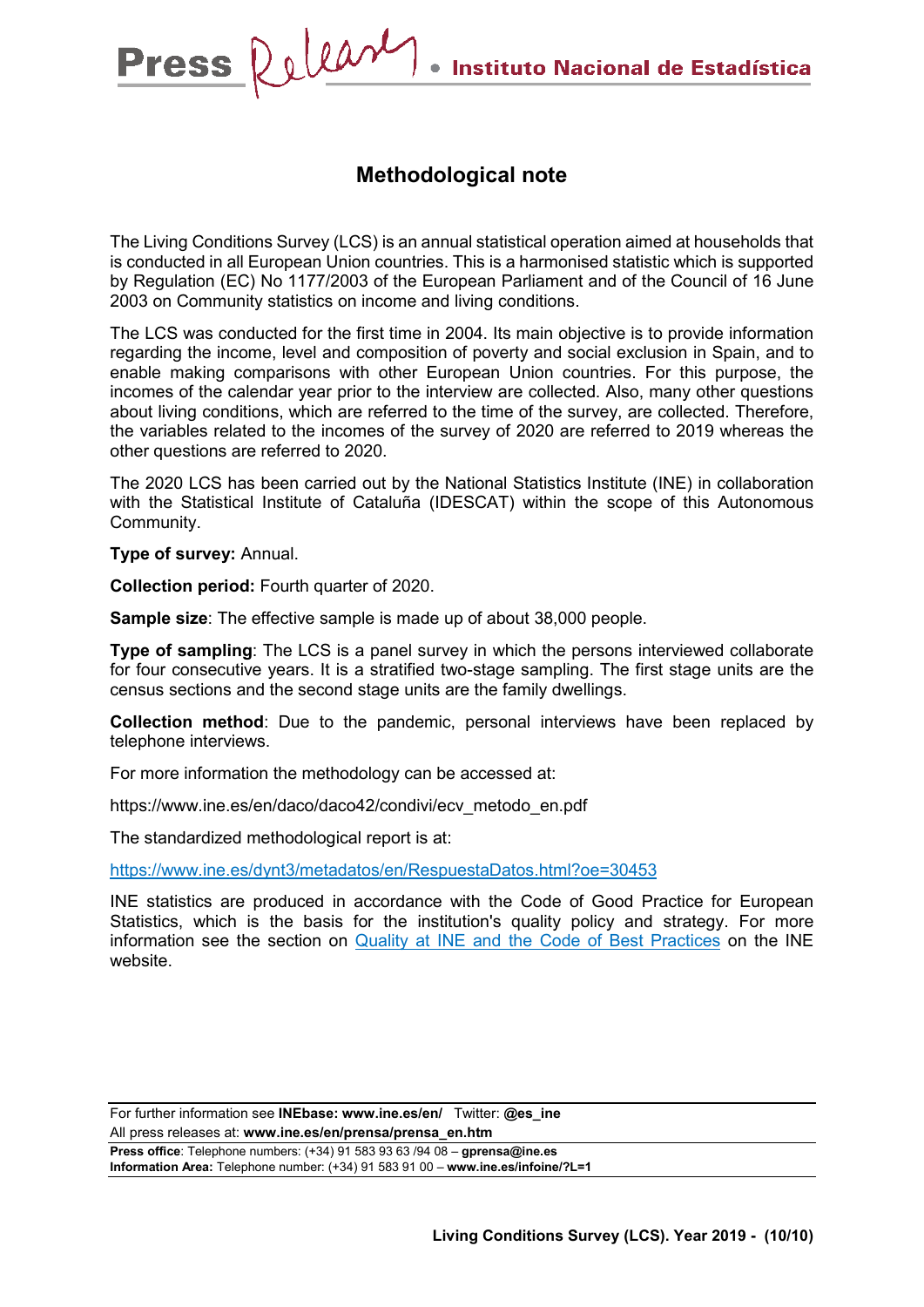# Methodological note

The Living Conditions Survey (LCS) is an annual statistical operation aimed at households that is conducted in all European Union countries. This is a harmonised statistic which is supported by Regulation (EC) No 1177/2003 of the European Parliament and of the Council of 16 June 2003 on Community statistics on income and living conditions.

The LCS was conducted for the first time in 2004. Its main objective is to provide information regarding the income, level and composition of poverty and social exclusion in Spain, and to enable making comparisons with other European Union countries. For this purpose, the incomes of the calendar year prior to the interview are collected. Also, many other questions about living conditions, which are referred to the time of the survey, are collected. Therefore, the variables related to the incomes of the survey of 2020 are referred to 2019 whereas the other questions are referred to 2020.

The 2020 LCS has been carried out by the National Statistics Institute (INE) in collaboration with the Statistical Institute of Cataluña (IDESCAT) within the scope of this Autonomous Community.

**Type of survey:** Annual.

**Collection period:** Fourth quarter of 2020.

**Sample size**: The effective sample is made up of about 38,000 people.

**Type of sampling**: The LCS is a panel survey in which the persons interviewed collaborate for four consecutive years. It is a stratified two-stage sampling. The first stage units are the census sections and the second stage units are the family dwellings.

**Collection method**: Due to the pandemic, personal interviews have been replaced by telephone interviews.

For more information the methodology can be accessed at:

https://www.ine.es/en/daco/daco42/condivi/ecv_metodo_en.pdf

The standardized methodological report is at:

https://www.ine.es/dynt3/metadatos/en/RespuestaDatos.html?oe=30453

INE statistics are produced in accordance with the Code of Good Practice for European Statistics, which is the basis for the institution's quality policy and strategy. For more information see the section on Quality at INE and the Code of Best Practices on the INE website.

For further information see **INEbase: www.ine.es/en/** Twitter: **@es_ine**
All press releases at: **www.ine.es/en/prensa/prensa_en.htm**
**Press office**: Telephone numbers: (+34) 91 583 93 63 /94 08 – **gprensa@ine.es**
**Information Area:** Telephone number: (+34) 91 583 91 00 – **www.ine.es/infoine/?L=1**